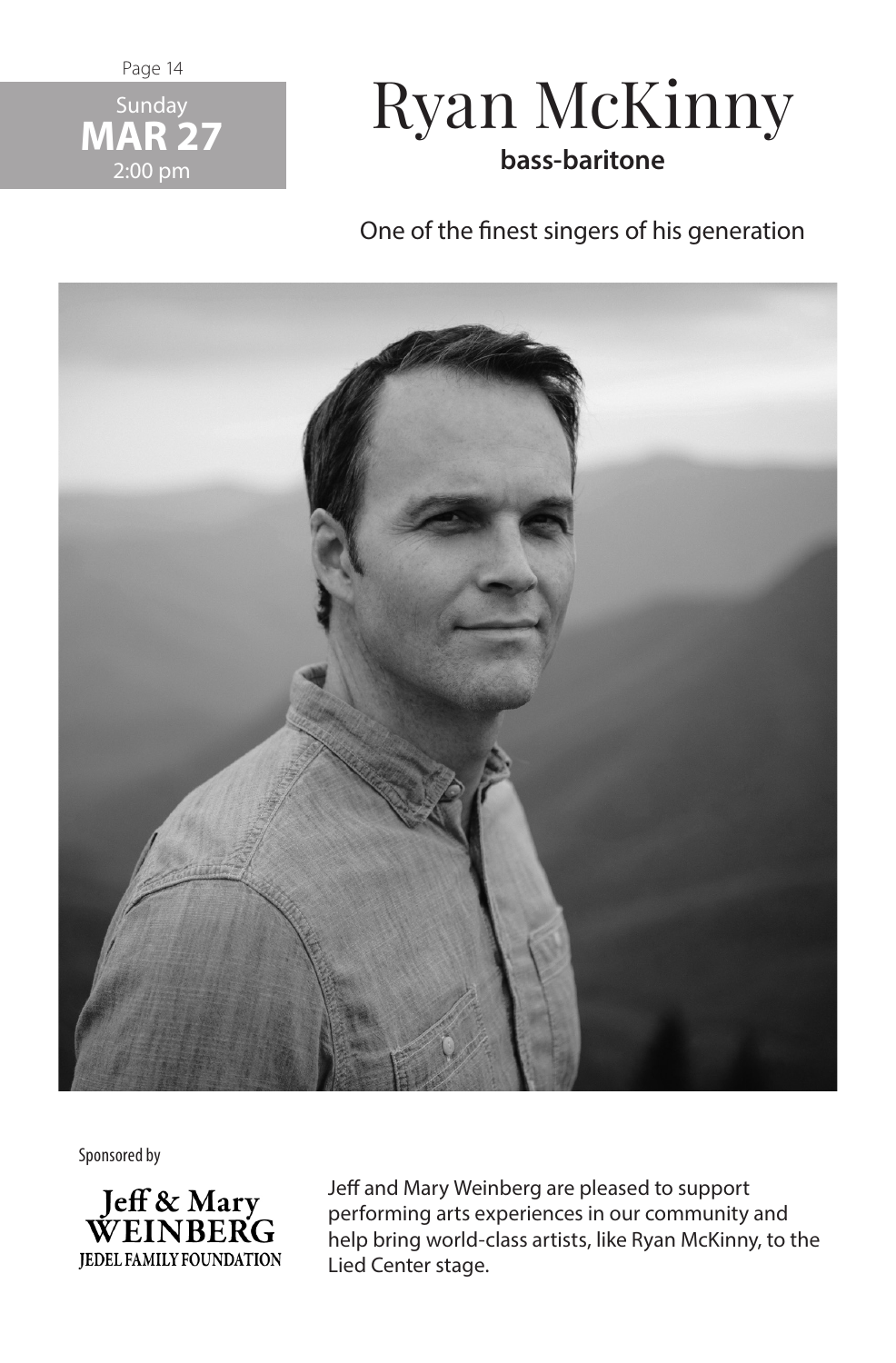Sunday
**MAR 27**
2:00 pm

# Ryan McKinny

**bass-baritone**

One of the finest singers of his generation

Sponsored by

**Jeff & Mary WEINBERG**
**JEDEL FAMILY FOUNDATION**

Jeff and Mary Weinberg are pleased to support performing arts experiences in our community and help bring world-class artists, like Ryan McKinny, to the Lied Center stage.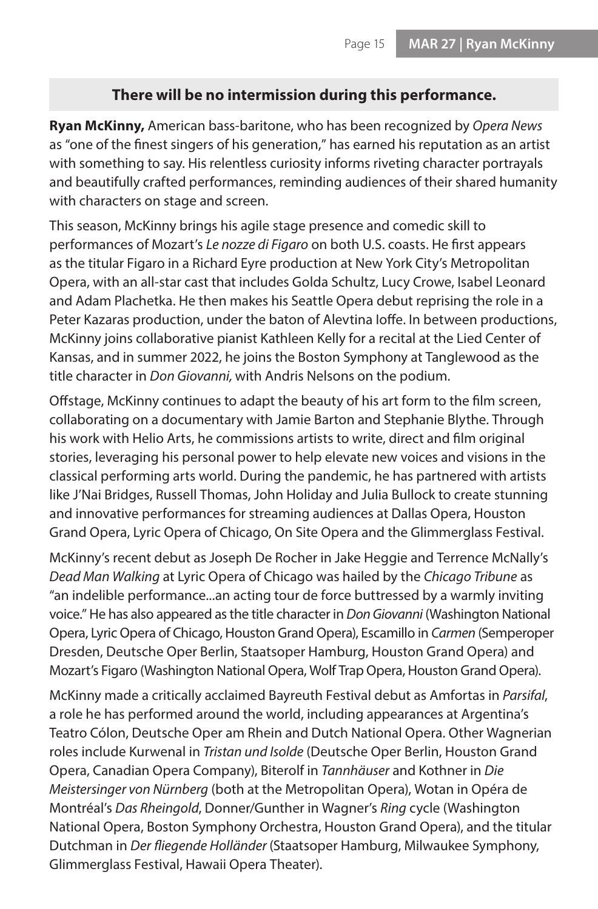**There will be no intermission during this performance.**

**Ryan McKinny,** American bass-baritone, who has been recognized by *Opera News* as "one of the finest singers of his generation," has earned his reputation as an artist with something to say. His relentless curiosity informs riveting character portrayals and beautifully crafted performances, reminding audiences of their shared humanity with characters on stage and screen.

This season, McKinny brings his agile stage presence and comedic skill to performances of Mozart's *Le nozze di Figaro* on both U.S. coasts. He first appears as the titular Figaro in a Richard Eyre production at New York City's Metropolitan Opera, with an all-star cast that includes Golda Schultz, Lucy Crowe, Isabel Leonard and Adam Plachetka. He then makes his Seattle Opera debut reprising the role in a Peter Kazaras production, under the baton of Alevtina Ioffe. In between productions, McKinny joins collaborative pianist Kathleen Kelly for a recital at the Lied Center of Kansas, and in summer 2022, he joins the Boston Symphony at Tanglewood as the title character in *Don Giovanni,* with Andris Nelsons on the podium.

Offstage, McKinny continues to adapt the beauty of his art form to the film screen, collaborating on a documentary with Jamie Barton and Stephanie Blythe. Through his work with Helio Arts, he commissions artists to write, direct and film original stories, leveraging his personal power to help elevate new voices and visions in the classical performing arts world. During the pandemic, he has partnered with artists like J'Nai Bridges, Russell Thomas, John Holiday and Julia Bullock to create stunning and innovative performances for streaming audiences at Dallas Opera, Houston Grand Opera, Lyric Opera of Chicago, On Site Opera and the Glimmerglass Festival.

McKinny's recent debut as Joseph De Rocher in Jake Heggie and Terrence McNally's *Dead Man Walking* at Lyric Opera of Chicago was hailed by the *Chicago Tribune* as "an indelible performance...an acting tour de force buttressed by a warmly inviting voice." He has also appeared as the title character in *Don Giovanni* (Washington National Opera, Lyric Opera of Chicago, Houston Grand Opera), Escamillo in *Carmen* (Semperoper Dresden, Deutsche Oper Berlin, Staatsoper Hamburg, Houston Grand Opera) and Mozart's Figaro (Washington National Opera, Wolf Trap Opera, Houston Grand Opera).

McKinny made a critically acclaimed Bayreuth Festival debut as Amfortas in *Parsifal*, a role he has performed around the world, including appearances at Argentina's Teatro Cólon, Deutsche Oper am Rhein and Dutch National Opera. Other Wagnerian roles include Kurwenal in *Tristan und Isolde* (Deutsche Oper Berlin, Houston Grand Opera, Canadian Opera Company), Biterolf in *Tannhäuser* and Kothner in *Die Meistersinger von Nürnberg* (both at the Metropolitan Opera), Wotan in Opéra de Montréal's *Das Rheingold*, Donner/Gunther in Wagner's *Ring* cycle (Washington National Opera, Boston Symphony Orchestra, Houston Grand Opera), and the titular Dutchman in *Der fliegende Holländer* (Staatsoper Hamburg, Milwaukee Symphony, Glimmerglass Festival, Hawaii Opera Theater).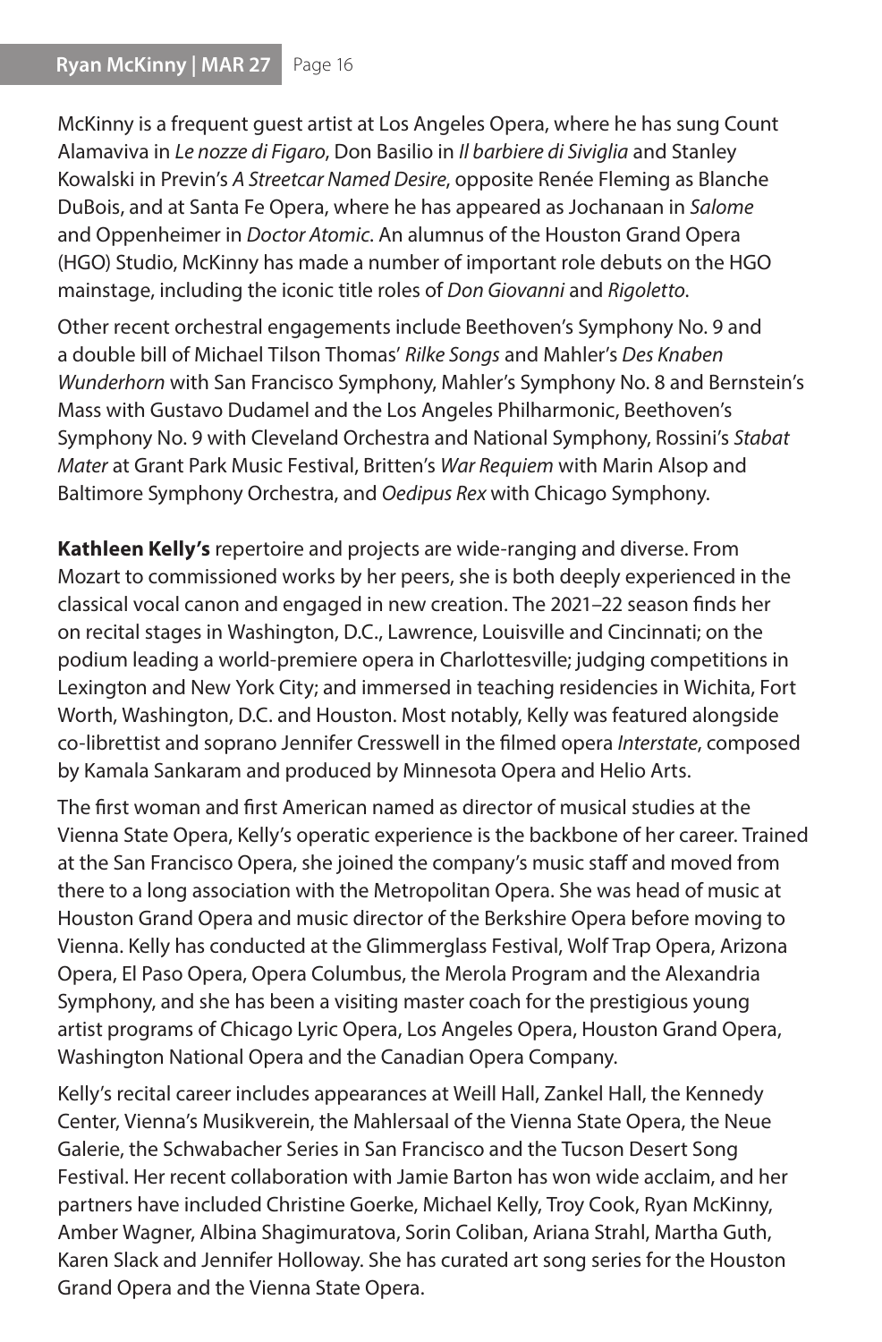McKinny is a frequent guest artist at Los Angeles Opera, where he has sung Count Alamaviva in *Le nozze di Figaro*, Don Basilio in *Il barbiere di Siviglia* and Stanley Kowalski in Previn's *A Streetcar Named Desire*, opposite Renée Fleming as Blanche DuBois, and at Santa Fe Opera, where he has appeared as Jochanaan in *Salome* and Oppenheimer in *Doctor Atomic*. An alumnus of the Houston Grand Opera (HGO) Studio, McKinny has made a number of important role debuts on the HGO mainstage, including the iconic title roles of *Don Giovanni* and *Rigoletto*.

Other recent orchestral engagements include Beethoven's Symphony No. 9 and a double bill of Michael Tilson Thomas' *Rilke Songs* and Mahler's *Des Knaben Wunderhorn* with San Francisco Symphony, Mahler's Symphony No. 8 and Bernstein's Mass with Gustavo Dudamel and the Los Angeles Philharmonic, Beethoven's Symphony No. 9 with Cleveland Orchestra and National Symphony, Rossini's *Stabat Mater* at Grant Park Music Festival, Britten's *War Requiem* with Marin Alsop and Baltimore Symphony Orchestra, and *Oedipus Rex* with Chicago Symphony.

**Kathleen Kelly's** repertoire and projects are wide-ranging and diverse. From Mozart to commissioned works by her peers, she is both deeply experienced in the classical vocal canon and engaged in new creation. The 2021–22 season finds her on recital stages in Washington, D.C., Lawrence, Louisville and Cincinnati; on the podium leading a world-premiere opera in Charlottesville; judging competitions in Lexington and New York City; and immersed in teaching residencies in Wichita, Fort Worth, Washington, D.C. and Houston. Most notably, Kelly was featured alongside co-librettist and soprano Jennifer Cresswell in the filmed opera *Interstate*, composed by Kamala Sankaram and produced by Minnesota Opera and Helio Arts.

The first woman and first American named as director of musical studies at the Vienna State Opera, Kelly's operatic experience is the backbone of her career. Trained at the San Francisco Opera, she joined the company's music staff and moved from there to a long association with the Metropolitan Opera. She was head of music at Houston Grand Opera and music director of the Berkshire Opera before moving to Vienna. Kelly has conducted at the Glimmerglass Festival, Wolf Trap Opera, Arizona Opera, El Paso Opera, Opera Columbus, the Merola Program and the Alexandria Symphony, and she has been a visiting master coach for the prestigious young artist programs of Chicago Lyric Opera, Los Angeles Opera, Houston Grand Opera, Washington National Opera and the Canadian Opera Company.

Kelly's recital career includes appearances at Weill Hall, Zankel Hall, the Kennedy Center, Vienna's Musikverein, the Mahlersaal of the Vienna State Opera, the Neue Galerie, the Schwabacher Series in San Francisco and the Tucson Desert Song Festival. Her recent collaboration with Jamie Barton has won wide acclaim, and her partners have included Christine Goerke, Michael Kelly, Troy Cook, Ryan McKinny, Amber Wagner, Albina Shagimuratova, Sorin Coliban, Ariana Strahl, Martha Guth, Karen Slack and Jennifer Holloway. She has curated art song series for the Houston Grand Opera and the Vienna State Opera.